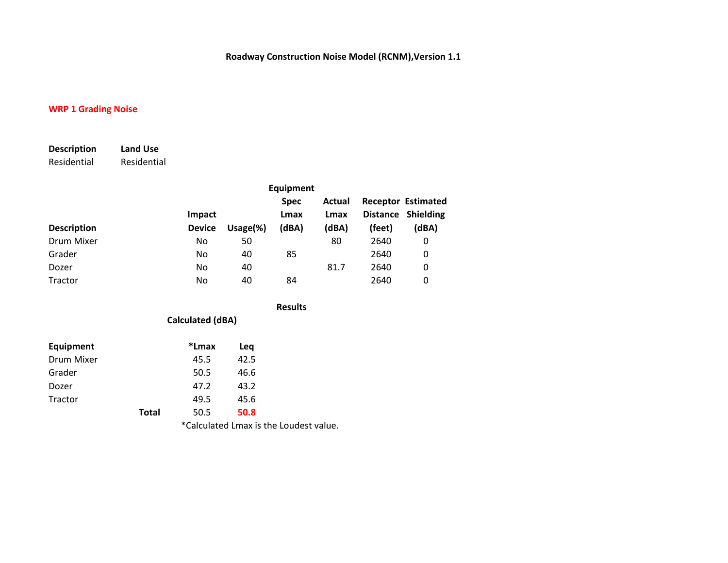# Roadway Construction Noise Model (RCNM),Version 1.1

## WRP 1 Grading Noise

| Description | Land Use |
|---|---|
| Residential | Residential |

| Description | Impact Device | Usage(%) | Equipment Spec Lmax (dBA) | Actual Lmax (dBA) | Receptor Distance (feet) | Estimated Shielding (dBA) |
|---|---|---|---|---|---|---|
| Drum Mixer | No | 50 | | 80 | 2640 | 0 |
| Grader | No | 40 | 85 | | 2640 | 0 |
| Dozer | No | 40 | | 81.7 | 2640 | 0 |
| Tractor | No | 40 | 84 | | 2640 | 0 |

**Results**

**Calculated (dBA)**

| Equipment | | *Lmax | Leq |
|---|---|---|---|
| Drum Mixer | | 45.5 | 42.5 |
| Grader | | 50.5 | 46.6 |
| Dozer | | 47.2 | 43.2 |
| Tractor | | 49.5 | 45.6 |
| | **Total** | 50.5 | **50.8** |

*Calculated Lmax is the Loudest value.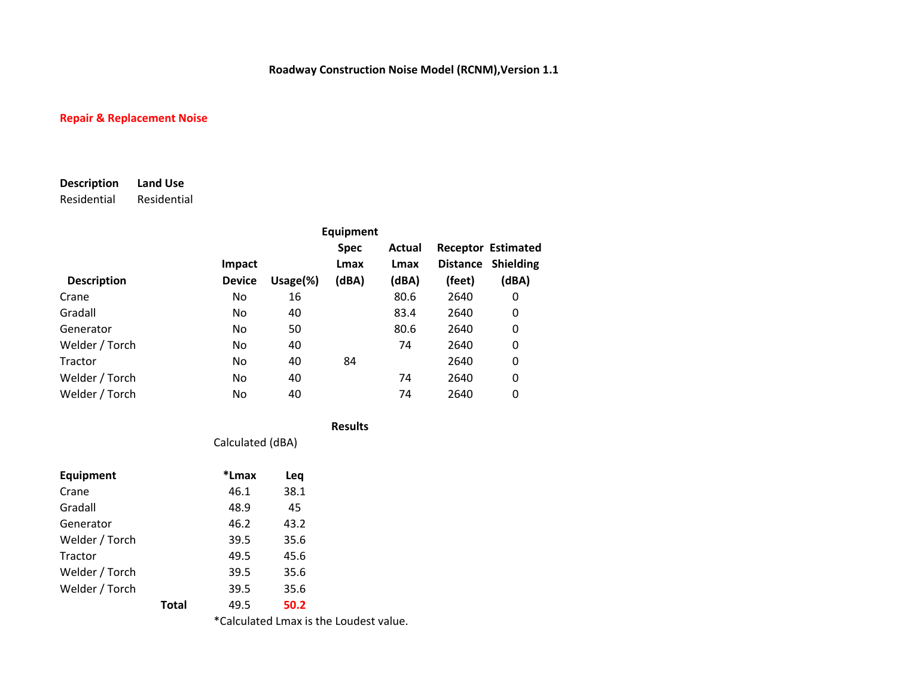**Roadway Construction Noise Model (RCNM),Version 1.1**

**Repair & Replacement Noise**

| Description | Land Use |
|---|---|
| Residential | Residential |

| Description | Impact Device | Usage(%) | Equipment Spec Lmax (dBA) | Actual Lmax (dBA) | Receptor Distance (feet) | Estimated Shielding (dBA) |
|---|---|---|---|---|---|---|
| Crane | No | 16 | | 80.6 | 2640 | 0 |
| Gradall | No | 40 | | 83.4 | 2640 | 0 |
| Generator | No | 50 | | 80.6 | 2640 | 0 |
| Welder / Torch | No | 40 | | 74 | 2640 | 0 |
| Tractor | No | 40 | 84 | | 2640 | 0 |
| Welder / Torch | No | 40 | | 74 | 2640 | 0 |
| Welder / Torch | No | 40 | | 74 | 2640 | 0 |

**Results**

Calculated (dBA)

| Equipment | | *Lmax | Leq |
|---|---|---|---|
| Crane | | 46.1 | 38.1 |
| Gradall | | 48.9 | 45 |
| Generator | | 46.2 | 43.2 |
| Welder / Torch | | 39.5 | 35.6 |
| Tractor | | 49.5 | 45.6 |
| Welder / Torch | | 39.5 | 35.6 |
| Welder / Torch | | 39.5 | 35.6 |
| | **Total** | 49.5 | **50.2** |

*Calculated Lmax is the Loudest value.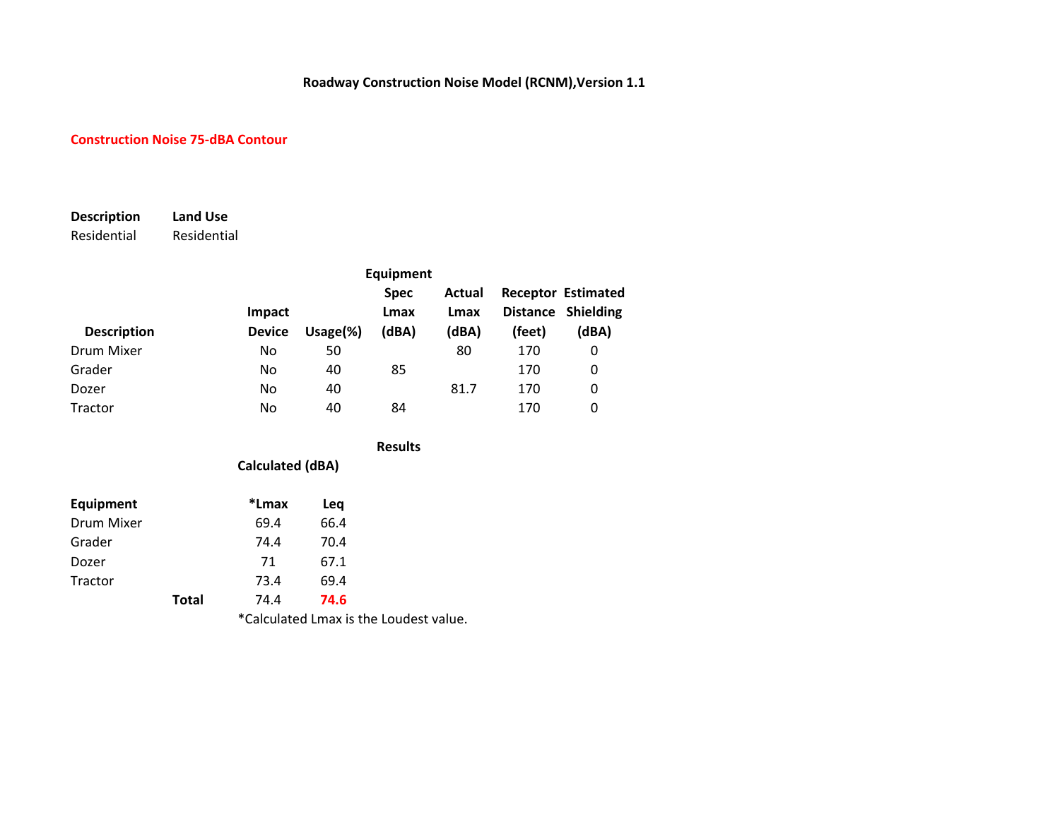**Roadway Construction Noise Model (RCNM),Version 1.1**

**Construction Noise 75-dBA Contour**

| **Description** | **Land Use** |
|---|---|
| Residential | Residential |

| Description | Impact Device | Usage(%) | Equipment Spec Lmax (dBA) | Actual Lmax (dBA) | Receptor Distance (feet) | Estimated Shielding (dBA) |
|---|---|---|---|---|---|---|
| Drum Mixer | No | 50 | | 80 | 170 | 0 |
| Grader | No | 40 | 85 | | 170 | 0 |
| Dozer | No | 40 | | 81.7 | 170 | 0 |
| Tractor | No | 40 | 84 | | 170 | 0 |

**Results**

**Calculated (dBA)**

| Equipment | | *Lmax | Leq |
|---|---|---|---|
| Drum Mixer | | 69.4 | 66.4 |
| Grader | | 74.4 | 70.4 |
| Dozer | | 71 | 67.1 |
| Tractor | | 73.4 | 69.4 |
| | **Total** | 74.4 | **74.6** |

*Calculated Lmax is the Loudest value.